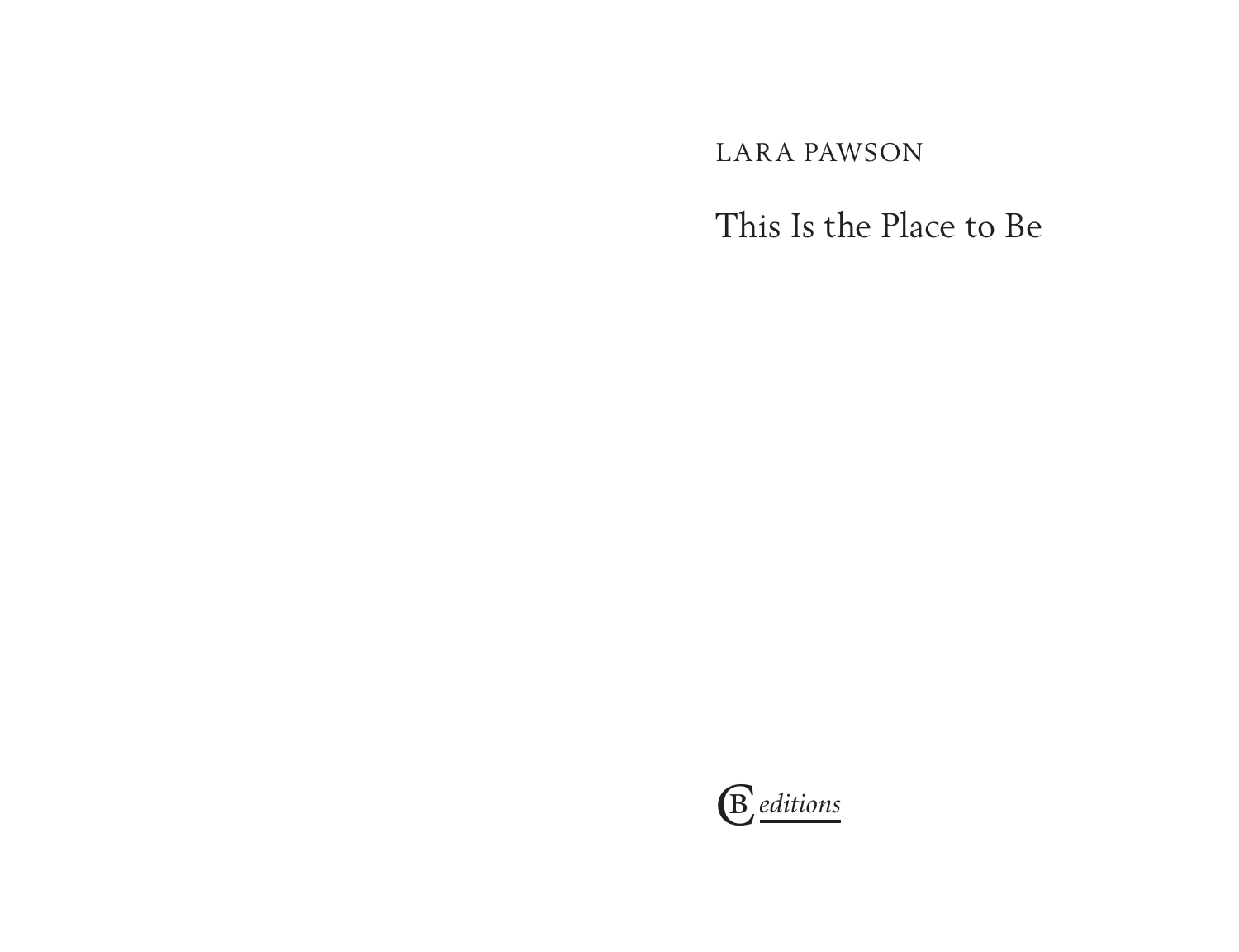LARA PAWSON

# This Is the Place to Be

CB *editions*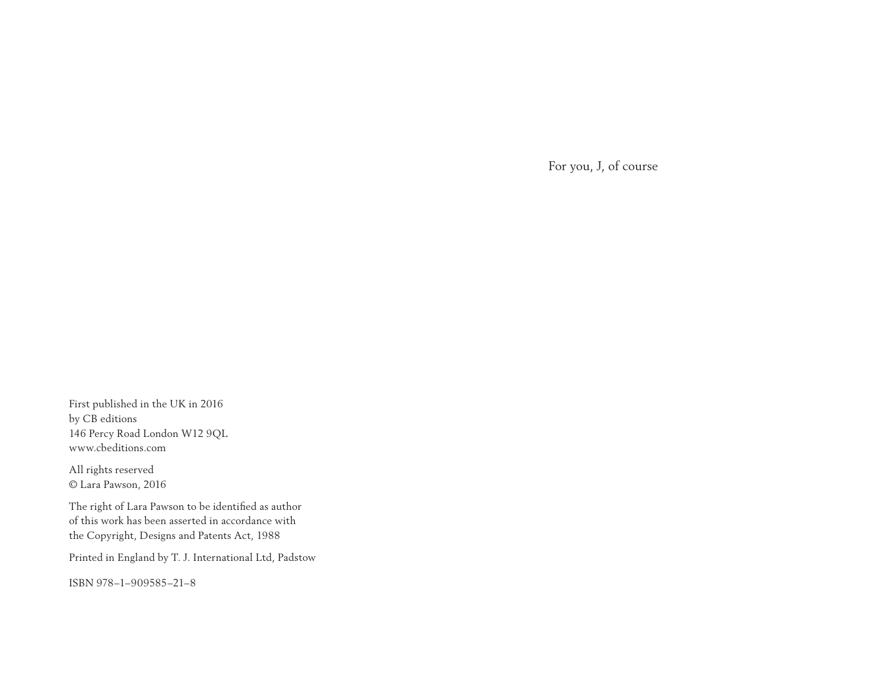For you, J, of course

First published in the UK in 2016
by CB editions
146 Percy Road London W12 9QL
www.cbeditions.com

All rights reserved
© Lara Pawson, 2016

The right of Lara Pawson to be identified as author
of this work has been asserted in accordance with
the Copyright, Designs and Patents Act, 1988

Printed in England by T. J. International Ltd, Padstow

ISBN 978–1–909585–21–8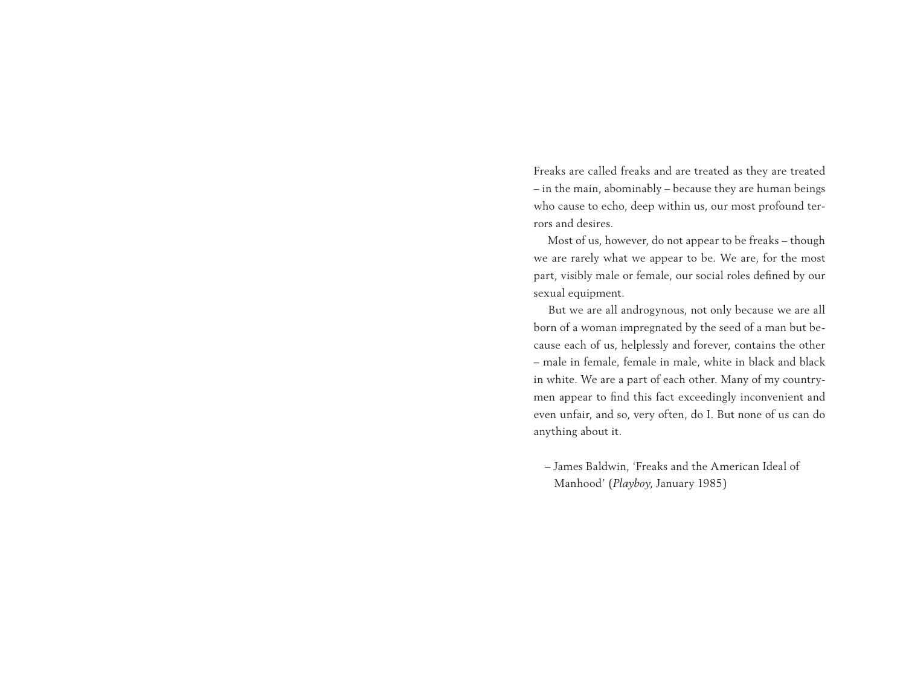Freaks are called freaks and are treated as they are treated – in the main, abominably – because they are human beings who cause to echo, deep within us, our most profound terrors and desires.

Most of us, however, do not appear to be freaks – though we are rarely what we appear to be. We are, for the most part, visibly male or female, our social roles defined by our sexual equipment.

But we are all androgynous, not only because we are all born of a woman impregnated by the seed of a man but because each of us, helplessly and forever, contains the other – male in female, female in male, white in black and black in white. We are a part of each other. Many of my countrymen appear to find this fact exceedingly inconvenient and even unfair, and so, very often, do I. But none of us can do anything about it.

– James Baldwin, 'Freaks and the American Ideal of Manhood' (*Playboy*, January 1985)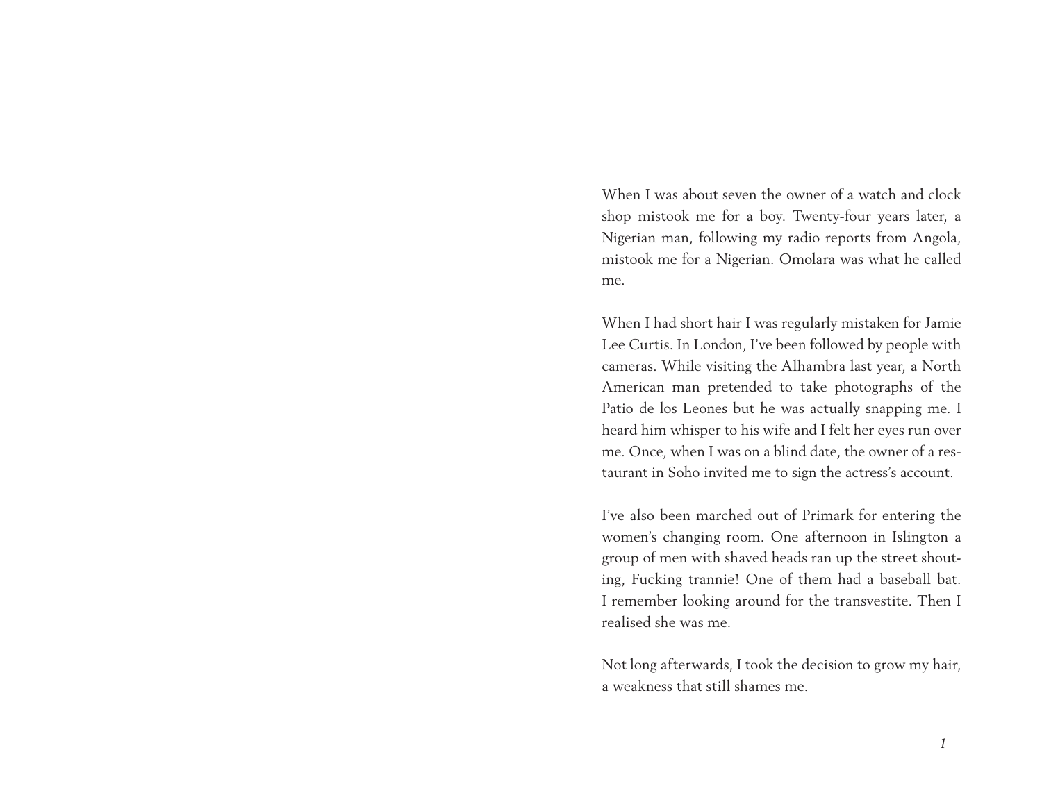When I was about seven the owner of a watch and clock shop mistook me for a boy. Twenty-four years later, a Nigerian man, following my radio reports from Angola, mistook me for a Nigerian. Omolara was what he called me.

When I had short hair I was regularly mistaken for Jamie Lee Curtis. In London, I've been followed by people with cameras. While visiting the Alhambra last year, a North American man pretended to take photographs of the Patio de los Leones but he was actually snapping me. I heard him whisper to his wife and I felt her eyes run over me. Once, when I was on a blind date, the owner of a restaurant in Soho invited me to sign the actress's account.

I've also been marched out of Primark for entering the women's changing room. One afternoon in Islington a group of men with shaved heads ran up the street shouting, Fucking trannie! One of them had a baseball bat. I remember looking around for the transvestite. Then I realised she was me.

Not long afterwards, I took the decision to grow my hair, a weakness that still shames me.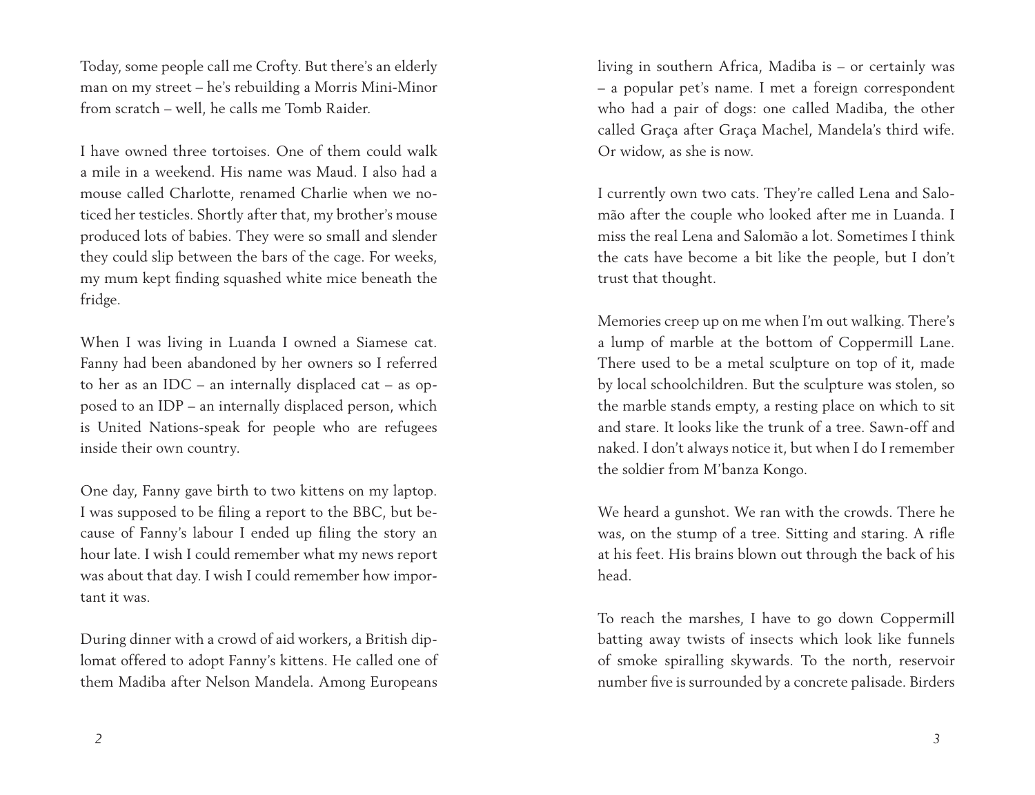Today, some people call me Crofty. But there's an elderly man on my street – he's rebuilding a Morris Mini-Minor from scratch – well, he calls me Tomb Raider.

I have owned three tortoises. One of them could walk a mile in a weekend. His name was Maud. I also had a mouse called Charlotte, renamed Charlie when we noticed her testicles. Shortly after that, my brother's mouse produced lots of babies. They were so small and slender they could slip between the bars of the cage. For weeks, my mum kept finding squashed white mice beneath the fridge.

When I was living in Luanda I owned a Siamese cat. Fanny had been abandoned by her owners so I referred to her as an IDC – an internally displaced cat – as opposed to an IDP – an internally displaced person, which is United Nations-speak for people who are refugees inside their own country.

One day, Fanny gave birth to two kittens on my laptop. I was supposed to be filing a report to the BBC, but because of Fanny's labour I ended up filing the story an hour late. I wish I could remember what my news report was about that day. I wish I could remember how important it was.

During dinner with a crowd of aid workers, a British diplomat offered to adopt Fanny's kittens. He called one of them Madiba after Nelson Mandela. Among Europeans living in southern Africa, Madiba is – or certainly was – a popular pet's name. I met a foreign correspondent who had a pair of dogs: one called Madiba, the other called Graça after Graça Machel, Mandela's third wife. Or widow, as she is now.

I currently own two cats. They're called Lena and Salomão after the couple who looked after me in Luanda. I miss the real Lena and Salomão a lot. Sometimes I think the cats have become a bit like the people, but I don't trust that thought.

Memories creep up on me when I'm out walking. There's a lump of marble at the bottom of Coppermill Lane. There used to be a metal sculpture on top of it, made by local schoolchildren. But the sculpture was stolen, so the marble stands empty, a resting place on which to sit and stare. It looks like the trunk of a tree. Sawn-off and naked. I don't always notice it, but when I do I remember the soldier from M'banza Kongo.

We heard a gunshot. We ran with the crowds. There he was, on the stump of a tree. Sitting and staring. A rifle at his feet. His brains blown out through the back of his head.

To reach the marshes, I have to go down Coppermill batting away twists of insects which look like funnels of smoke spiralling skywards. To the north, reservoir number five is surrounded by a concrete palisade. Birders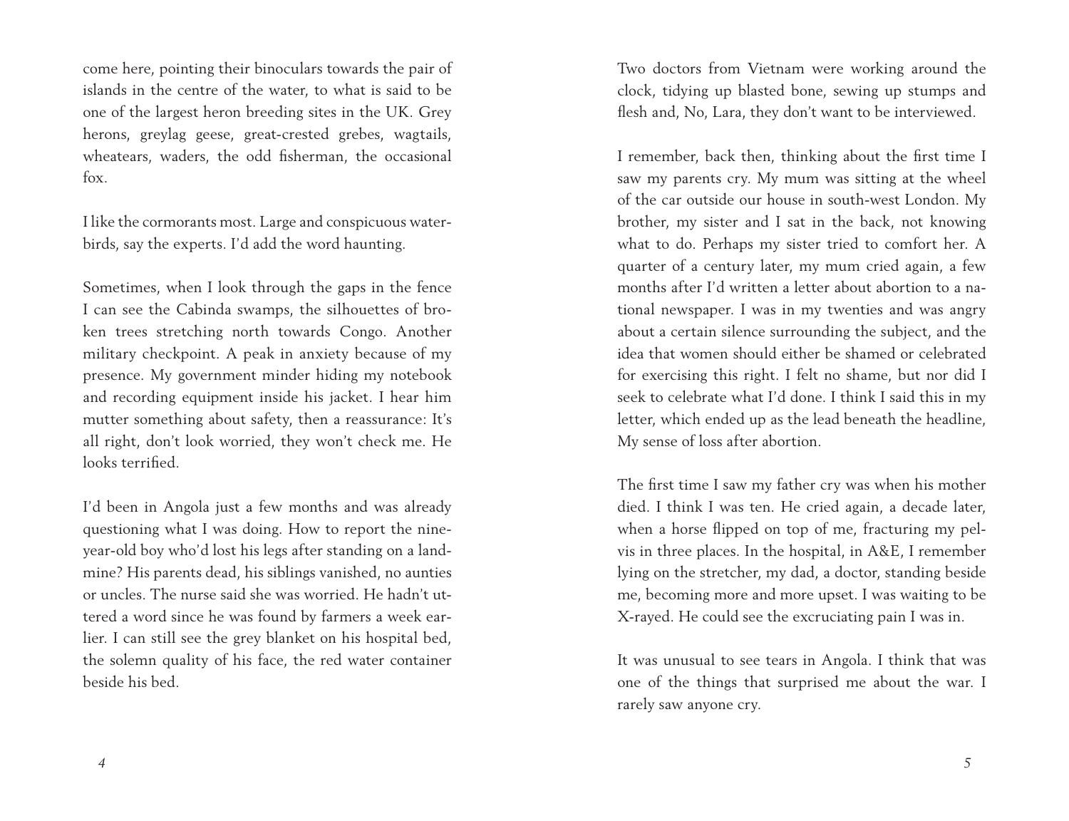come here, pointing their binoculars towards the pair of islands in the centre of the water, to what is said to be one of the largest heron breeding sites in the UK. Grey herons, greylag geese, great-crested grebes, wagtails, wheatears, waders, the odd fisherman, the occasional fox.

I like the cormorants most. Large and conspicuous water-birds, say the experts. I'd add the word haunting.

Sometimes, when I look through the gaps in the fence I can see the Cabinda swamps, the silhouettes of broken trees stretching north towards Congo. Another military checkpoint. A peak in anxiety because of my presence. My government minder hiding my notebook and recording equipment inside his jacket. I hear him mutter something about safety, then a reassurance: It's all right, don't look worried, they won't check me. He looks terrified.

I'd been in Angola just a few months and was already questioning what I was doing. How to report the nine-year-old boy who'd lost his legs after standing on a landmine? His parents dead, his siblings vanished, no aunties or uncles. The nurse said she was worried. He hadn't uttered a word since he was found by farmers a week earlier. I can still see the grey blanket on his hospital bed, the solemn quality of his face, the red water container beside his bed.

Two doctors from Vietnam were working around the clock, tidying up blasted bone, sewing up stumps and flesh and, No, Lara, they don't want to be interviewed.

I remember, back then, thinking about the first time I saw my parents cry. My mum was sitting at the wheel of the car outside our house in south-west London. My brother, my sister and I sat in the back, not knowing what to do. Perhaps my sister tried to comfort her. A quarter of a century later, my mum cried again, a few months after I'd written a letter about abortion to a national newspaper. I was in my twenties and was angry about a certain silence surrounding the subject, and the idea that women should either be shamed or celebrated for exercising this right. I felt no shame, but nor did I seek to celebrate what I'd done. I think I said this in my letter, which ended up as the lead beneath the headline, My sense of loss after abortion.

The first time I saw my father cry was when his mother died. I think I was ten. He cried again, a decade later, when a horse flipped on top of me, fracturing my pelvis in three places. In the hospital, in A&E, I remember lying on the stretcher, my dad, a doctor, standing beside me, becoming more and more upset. I was waiting to be X-rayed. He could see the excruciating pain I was in.

It was unusual to see tears in Angola. I think that was one of the things that surprised me about the war. I rarely saw anyone cry.